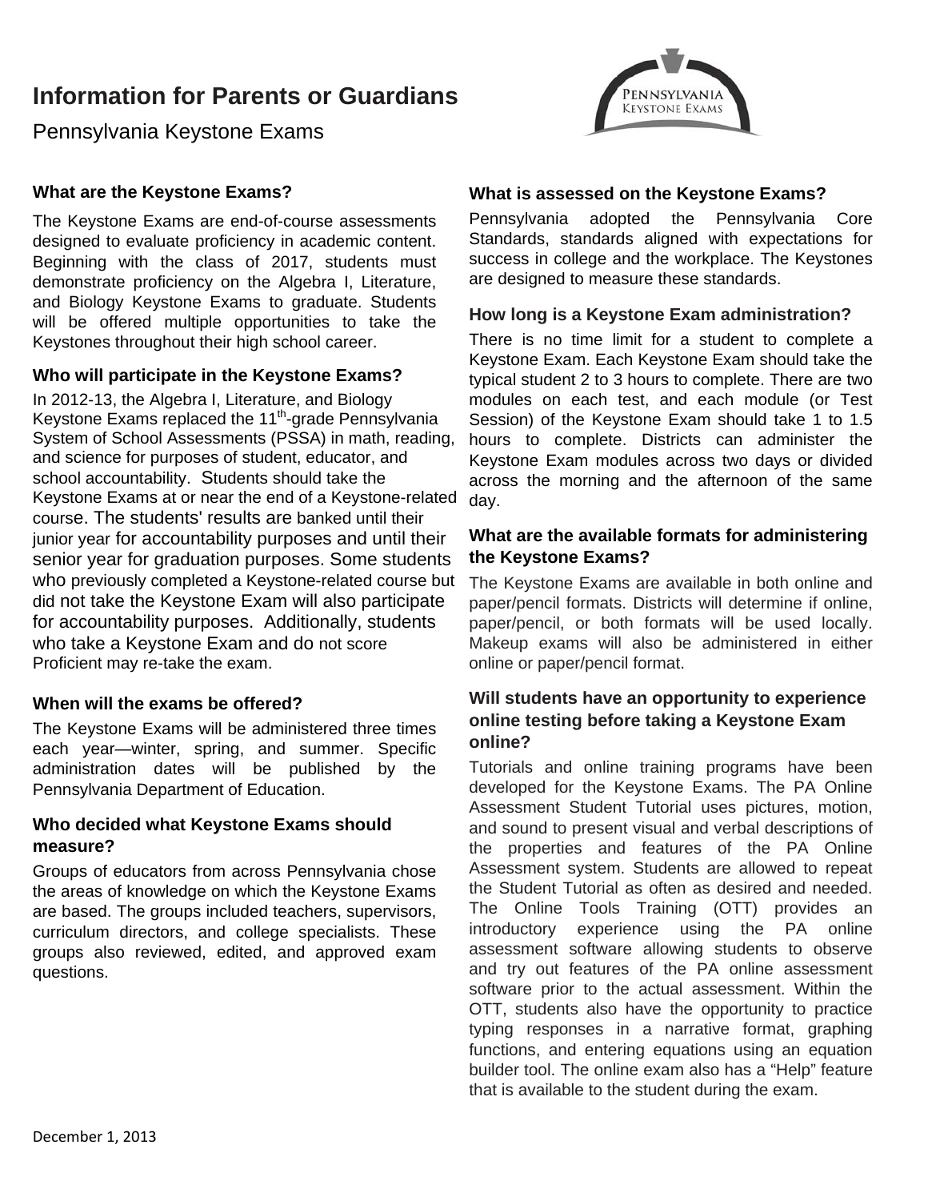# Information for Parents or Guardians

Pennsylvania Keystone Exams

### What are the Keystone Exams?

The Keystone Exams are end-of-course assessments designed to evaluate proficiency in academic content. Beginning with the class of 2017, students must demonstrate proficiency on the Algebra I, Literature, and Biology Keystone Exams to graduate. Students will be offered multiple opportunities to take the Keystones throughout their high school career.

### Who will participate in the Keystone Exams?

In 2012-13, the Algebra I, Literature, and Biology Keystone Exams replaced the 11th-grade Pennsylvania System of School Assessments (PSSA) in math, reading, and science for purposes of student, educator, and school accountability. Students should take the Keystone Exams at or near the end of a Keystone-related course. The students' results are banked until their junior year for accountability purposes and until their senior year for graduation purposes. Some students who previously completed a Keystone-related course but did not take the Keystone Exam will also participate for accountability purposes. Additionally, students who take a Keystone Exam and do not score Proficient may re-take the exam.

### When will the exams be offered?

The Keystone Exams will be administered three times each year—winter, spring, and summer. Specific administration dates will be published by the Pennsylvania Department of Education.

### Who decided what Keystone Exams should measure?

Groups of educators from across Pennsylvania chose the areas of knowledge on which the Keystone Exams are based. The groups included teachers, supervisors, curriculum directors, and college specialists. These groups also reviewed, edited, and approved exam questions.

### What is assessed on the Keystone Exams?

Pennsylvania adopted the Pennsylvania Core Standards, standards aligned with expectations for success in college and the workplace. The Keystones are designed to measure these standards.

### How long is a Keystone Exam administration?

There is no time limit for a student to complete a Keystone Exam. Each Keystone Exam should take the typical student 2 to 3 hours to complete. There are two modules on each test, and each module (or Test Session) of the Keystone Exam should take 1 to 1.5 hours to complete. Districts can administer the Keystone Exam modules across two days or divided across the morning and the afternoon of the same day.

### What are the available formats for administering the Keystone Exams?

The Keystone Exams are available in both online and paper/pencil formats. Districts will determine if online, paper/pencil, or both formats will be used locally. Makeup exams will also be administered in either online or paper/pencil format.

### Will students have an opportunity to experience online testing before taking a Keystone Exam online?

Tutorials and online training programs have been developed for the Keystone Exams. The PA Online Assessment Student Tutorial uses pictures, motion, and sound to present visual and verbal descriptions of the properties and features of the PA Online Assessment system. Students are allowed to repeat the Student Tutorial as often as desired and needed. The Online Tools Training (OTT) provides an introductory experience using the PA online assessment software allowing students to observe and try out features of the PA online assessment software prior to the actual assessment. Within the OTT, students also have the opportunity to practice typing responses in a narrative format, graphing functions, and entering equations using an equation builder tool. The online exam also has a "Help" feature that is available to the student during the exam.

December 1, 2013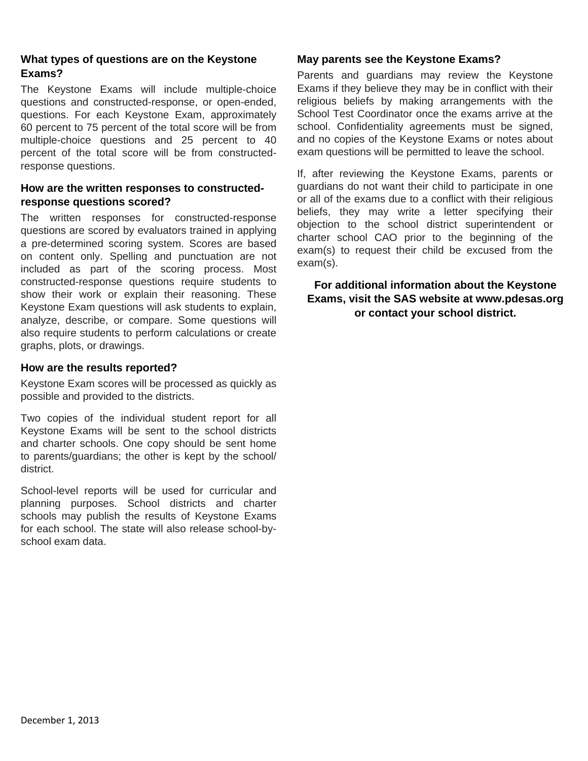### What types of questions are on the Keystone Exams?

The Keystone Exams will include multiple-choice questions and constructed-response, or open-ended, questions. For each Keystone Exam, approximately 60 percent to 75 percent of the total score will be from multiple-choice questions and 25 percent to 40 percent of the total score will be from constructed-response questions.

### How are the written responses to constructed-response questions scored?

The written responses for constructed-response questions are scored by evaluators trained in applying a pre-determined scoring system. Scores are based on content only. Spelling and punctuation are not included as part of the scoring process. Most constructed-response questions require students to show their work or explain their reasoning. These Keystone Exam questions will ask students to explain, analyze, describe, or compare. Some questions will also require students to perform calculations or create graphs, plots, or drawings.

### How are the results reported?

Keystone Exam scores will be processed as quickly as possible and provided to the districts.

Two copies of the individual student report for all Keystone Exams will be sent to the school districts and charter schools. One copy should be sent home to parents/guardians; the other is kept by the school/ district.

School-level reports will be used for curricular and planning purposes. School districts and charter schools may publish the results of Keystone Exams for each school. The state will also release school-by-school exam data.

### May parents see the Keystone Exams?

Parents and guardians may review the Keystone Exams if they believe they may be in conflict with their religious beliefs by making arrangements with the School Test Coordinator once the exams arrive at the school. Confidentiality agreements must be signed, and no copies of the Keystone Exams or notes about exam questions will be permitted to leave the school.

If, after reviewing the Keystone Exams, parents or guardians do not want their child to participate in one or all of the exams due to a conflict with their religious beliefs, they may write a letter specifying their objection to the school district superintendent or charter school CAO prior to the beginning of the exam(s) to request their child be excused from the exam(s).

**For additional information about the Keystone Exams, visit the SAS website at www.pdesas.org or contact your school district.**

December 1, 2013